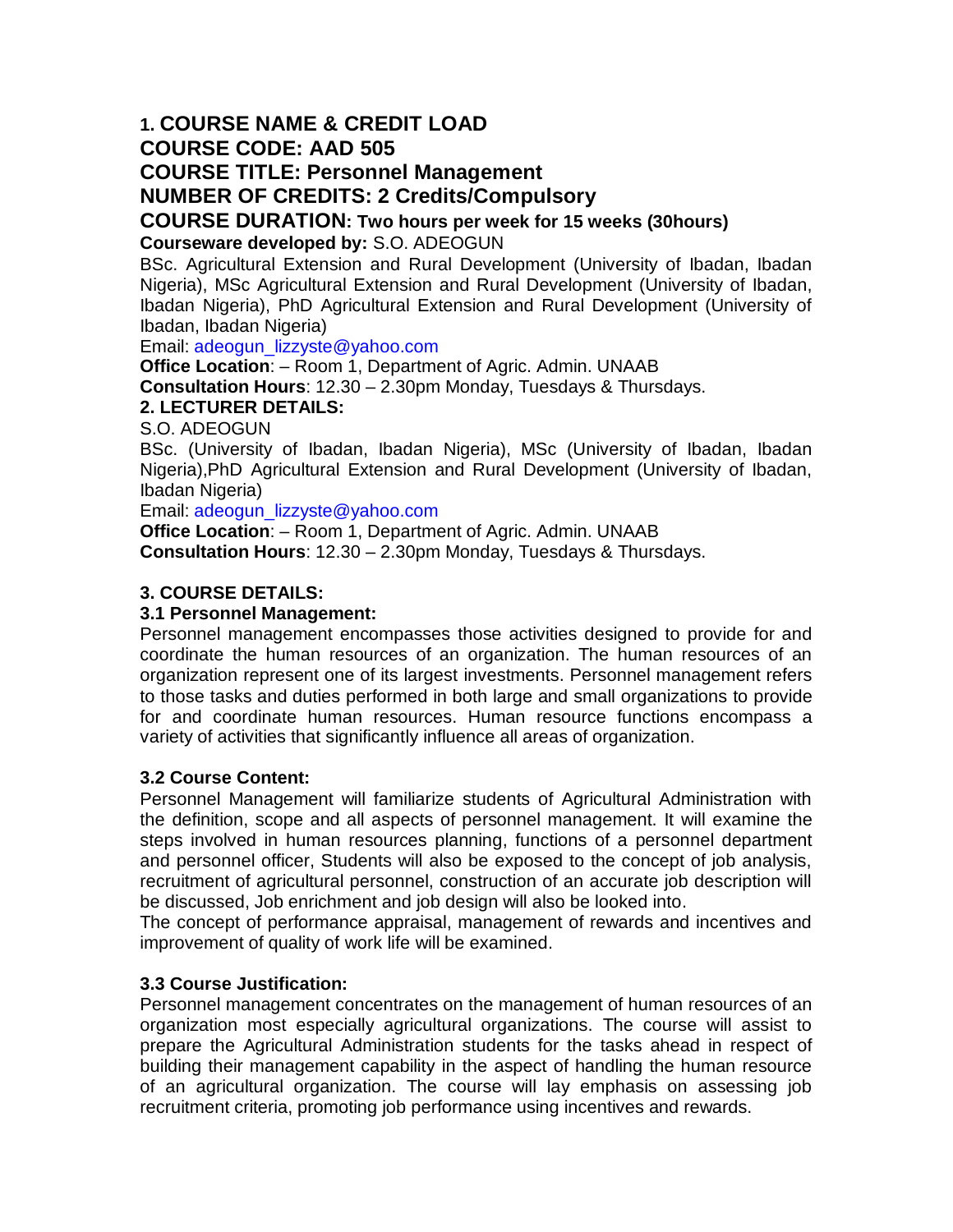## 1. COURSE NAME & CREDIT LOAD

**COURSE CODE: AAD 505**

**COURSE TITLE: Personnel Management**

**NUMBER OF CREDITS: 2 Credits/Compulsory**

**COURSE DURATION: Two hours per week for 15 weeks (30hours)**

**Courseware developed by:** S.O. ADEOGUN

BSc. Agricultural Extension and Rural Development (University of Ibadan, Ibadan Nigeria), MSc Agricultural Extension and Rural Development (University of Ibadan, Ibadan Nigeria), PhD Agricultural Extension and Rural Development (University of Ibadan, Ibadan Nigeria)

Email: adeogun_lizzyste@yahoo.com

**Office Location**: – Room 1, Department of Agric. Admin. UNAAB

**Consultation Hours**: 12.30 – 2.30pm Monday, Tuesdays & Thursdays.

## 2. LECTURER DETAILS:

S.O. ADEOGUN

BSc. (University of Ibadan, Ibadan Nigeria), MSc (University of Ibadan, Ibadan Nigeria),PhD Agricultural Extension and Rural Development (University of Ibadan, Ibadan Nigeria)

Email: adeogun_lizzyste@yahoo.com

**Office Location**: – Room 1, Department of Agric. Admin. UNAAB

**Consultation Hours**: 12.30 – 2.30pm Monday, Tuesdays & Thursdays.

## 3. COURSE DETAILS:

### 3.1 Personnel Management:

Personnel management encompasses those activities designed to provide for and coordinate the human resources of an organization. The human resources of an organization represent one of its largest investments. Personnel management refers to those tasks and duties performed in both large and small organizations to provide for and coordinate human resources. Human resource functions encompass a variety of activities that significantly influence all areas of organization.

### 3.2 Course Content:

Personnel Management will familiarize students of Agricultural Administration with the definition, scope and all aspects of personnel management. It will examine the steps involved in human resources planning, functions of a personnel department and personnel officer, Students will also be exposed to the concept of job analysis, recruitment of agricultural personnel, construction of an accurate job description will be discussed, Job enrichment and job design will also be looked into.

The concept of performance appraisal, management of rewards and incentives and improvement of quality of work life will be examined.

### 3.3 Course Justification:

Personnel management concentrates on the management of human resources of an organization most especially agricultural organizations. The course will assist to prepare the Agricultural Administration students for the tasks ahead in respect of building their management capability in the aspect of handling the human resource of an agricultural organization. The course will lay emphasis on assessing job recruitment criteria, promoting job performance using incentives and rewards.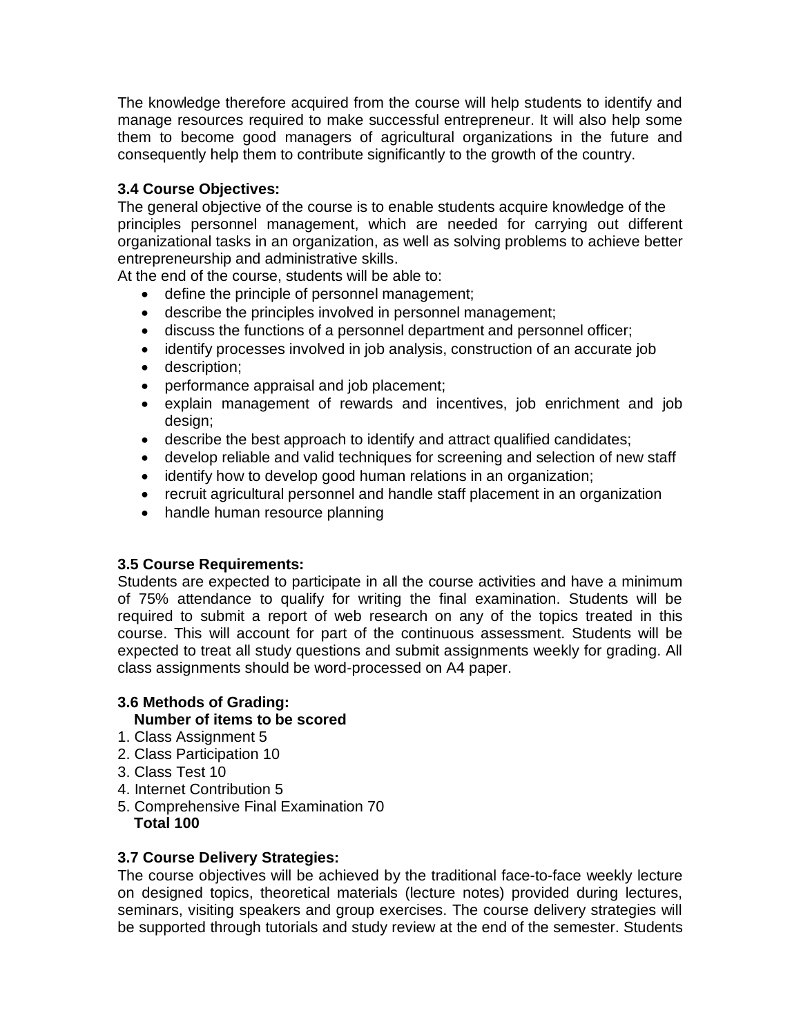The knowledge therefore acquired from the course will help students to identify and manage resources required to make successful entrepreneur. It will also help some them to become good managers of agricultural organizations in the future and consequently help them to contribute significantly to the growth of the country.

### 3.4 Course Objectives:

The general objective of the course is to enable students acquire knowledge of the principles personnel management, which are needed for carrying out different organizational tasks in an organization, as well as solving problems to achieve better entrepreneurship and administrative skills.

At the end of the course, students will be able to:

- define the principle of personnel management;
- describe the principles involved in personnel management;
- discuss the functions of a personnel department and personnel officer;
- identify processes involved in job analysis, construction of an accurate job
- description;
- performance appraisal and job placement;
- explain management of rewards and incentives, job enrichment and job design;
- describe the best approach to identify and attract qualified candidates;
- develop reliable and valid techniques for screening and selection of new staff
- identify how to develop good human relations in an organization;
- recruit agricultural personnel and handle staff placement in an organization
- handle human resource planning

### 3.5 Course Requirements:

Students are expected to participate in all the course activities and have a minimum of 75% attendance to qualify for writing the final examination. Students will be required to submit a report of web research on any of the topics treated in this course. This will account for part of the continuous assessment. Students will be expected to treat all study questions and submit assignments weekly for grading. All class assignments should be word-processed on A4 paper.

### 3.6 Methods of Grading:

**Number of items to be scored**

1. Class Assignment 5
2. Class Participation 10
3. Class Test 10
4. Internet Contribution 5
5. Comprehensive Final Examination 70

**Total 100**

### 3.7 Course Delivery Strategies:

The course objectives will be achieved by the traditional face-to-face weekly lecture on designed topics, theoretical materials (lecture notes) provided during lectures, seminars, visiting speakers and group exercises. The course delivery strategies will be supported through tutorials and study review at the end of the semester. Students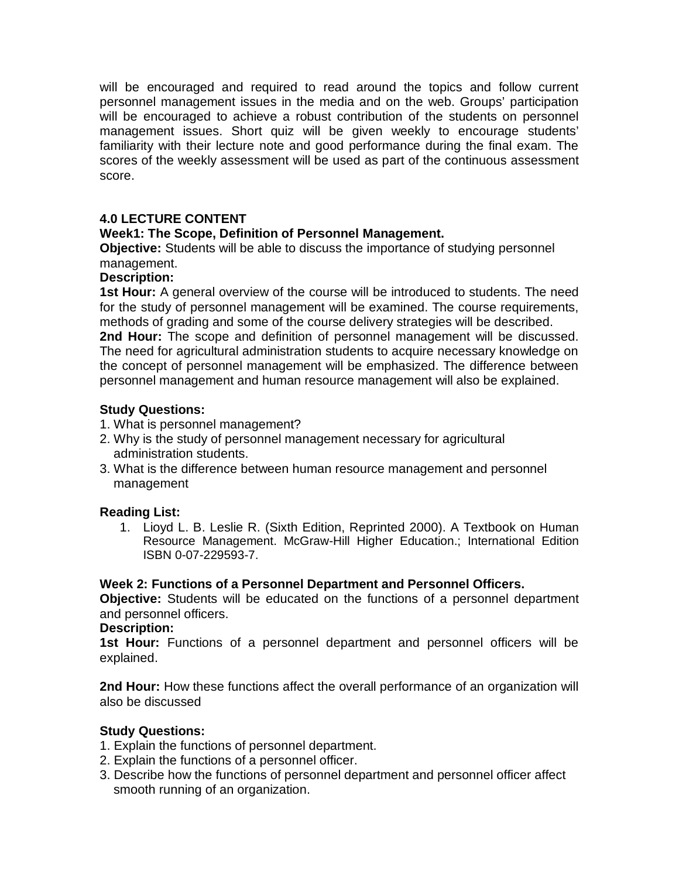will be encouraged and required to read around the topics and follow current personnel management issues in the media and on the web. Groups' participation will be encouraged to achieve a robust contribution of the students on personnel management issues. Short quiz will be given weekly to encourage students' familiarity with their lecture note and good performance during the final exam. The scores of the weekly assessment will be used as part of the continuous assessment score.

## 4.0 LECTURE CONTENT

### Week1: The Scope, Definition of Personnel Management.

**Objective:** Students will be able to discuss the importance of studying personnel management.

**Description:**

**1st Hour:** A general overview of the course will be introduced to students. The need for the study of personnel management will be examined. The course requirements, methods of grading and some of the course delivery strategies will be described.

**2nd Hour:** The scope and definition of personnel management will be discussed. The need for agricultural administration students to acquire necessary knowledge on the concept of personnel management will be emphasized. The difference between personnel management and human resource management will also be explained.

**Study Questions:**

1. What is personnel management?
2. Why is the study of personnel management necessary for agricultural administration students.
3. What is the difference between human resource management and personnel management

**Reading List:**

1. Lioyd L. B. Leslie R. (Sixth Edition, Reprinted 2000). A Textbook on Human Resource Management. McGraw-Hill Higher Education.; International Edition ISBN 0-07-229593-7.

### Week 2: Functions of a Personnel Department and Personnel Officers.

**Objective:** Students will be educated on the functions of a personnel department and personnel officers.

**Description:**

**1st Hour:** Functions of a personnel department and personnel officers will be explained.

**2nd Hour:** How these functions affect the overall performance of an organization will also be discussed

**Study Questions:**

1. Explain the functions of personnel department.
2. Explain the functions of a personnel officer.
3. Describe how the functions of personnel department and personnel officer affect smooth running of an organization.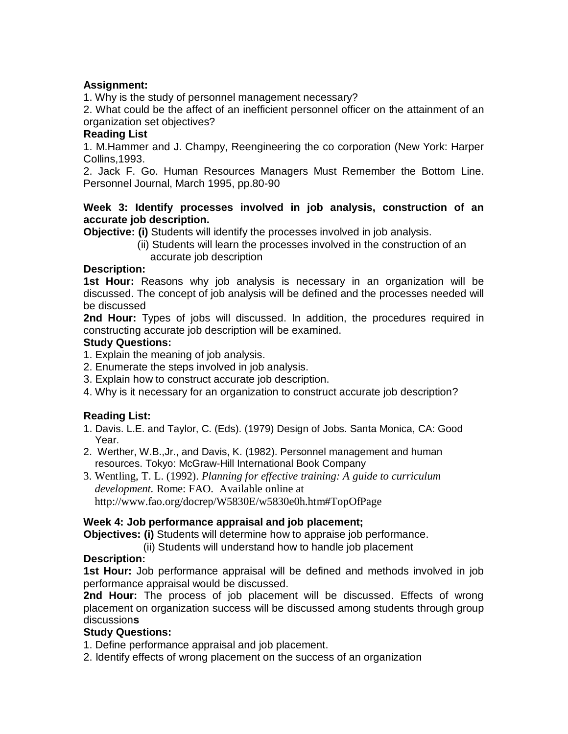**Assignment:**

1. Why is the study of personnel management necessary?
2. What could be the affect of an inefficient personnel officer on the attainment of an organization set objectives?

**Reading List**

1. M.Hammer and J. Champy, Reengineering the co corporation (New York: Harper Collins,1993.
2. Jack F. Go. Human Resources Managers Must Remember the Bottom Line. Personnel Journal, March 1995, pp.80-90

**Week 3: Identify processes involved in job analysis, construction of an accurate job description.**

**Objective: (i)** Students will identify the processes involved in job analysis.

(ii) Students will learn the processes involved in the construction of an accurate job description

**Description:**

**1st Hour:** Reasons why job analysis is necessary in an organization will be discussed. The concept of job analysis will be defined and the processes needed will be discussed

**2nd Hour:** Types of jobs will discussed. In addition, the procedures required in constructing accurate job description will be examined.

**Study Questions:**

1. Explain the meaning of job analysis.
2. Enumerate the steps involved in job analysis.
3. Explain how to construct accurate job description.
4. Why is it necessary for an organization to construct accurate job description?

**Reading List:**

1. Davis. L.E. and Taylor, C. (Eds). (1979) Design of Jobs. Santa Monica, CA: Good Year.
2. Werther, W.B.,Jr., and Davis, K. (1982). Personnel management and human resources. Tokyo: McGraw-Hill International Book Company
3. Wentling, T. L. (1992). *Planning for effective training: A guide to curriculum development.* Rome: FAO. Available online at http://www.fao.org/docrep/W5830E/w5830e0h.htm#TopOfPage

**Week 4: Job performance appraisal and job placement;**

**Objectives: (i)** Students will determine how to appraise job performance.

(ii) Students will understand how to handle job placement

**Description:**

**1st Hour:** Job performance appraisal will be defined and methods involved in job performance appraisal would be discussed.

**2nd Hour:** The process of job placement will be discussed. Effects of wrong placement on organization success will be discussed among students through group discussion**s**

**Study Questions:**

1. Define performance appraisal and job placement.
2. Identify effects of wrong placement on the success of an organization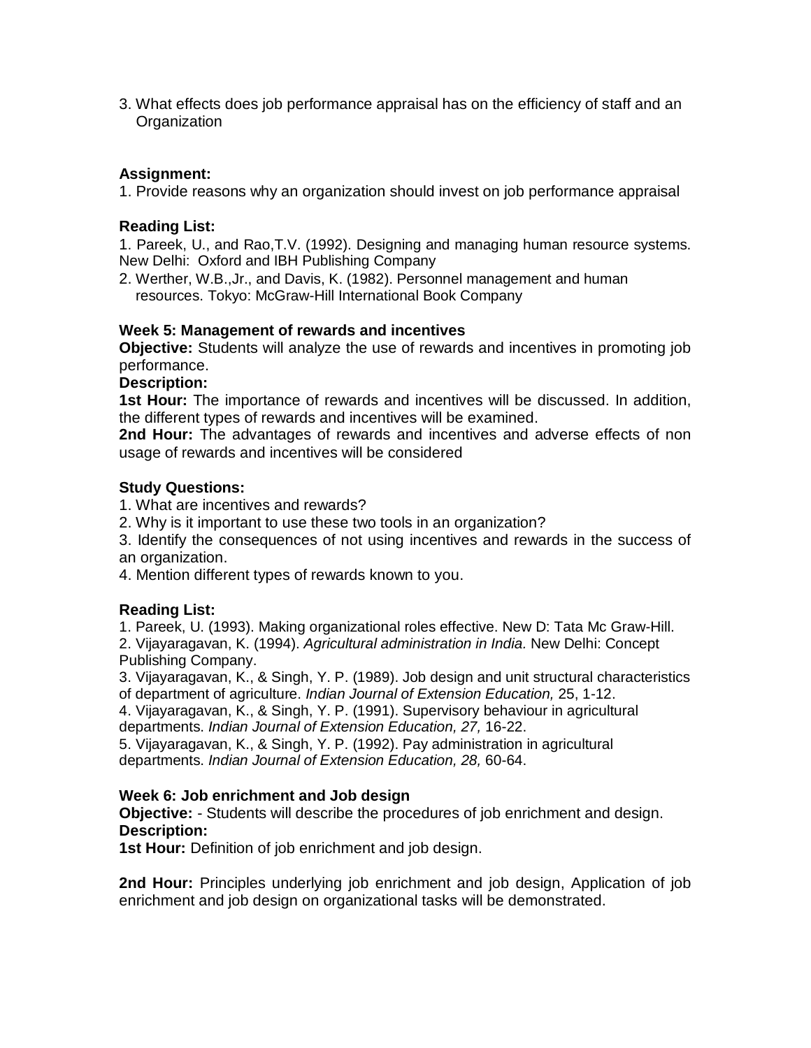3. What effects does job performance appraisal has on the efficiency of staff and an Organization

**Assignment:**

1. Provide reasons why an organization should invest on job performance appraisal

**Reading List:**

1. Pareek, U., and Rao,T.V. (1992). Designing and managing human resource systems. New Delhi: Oxford and IBH Publishing Company
2. Werther, W.B.,Jr., and Davis, K. (1982). Personnel management and human resources. Tokyo: McGraw-Hill International Book Company

**Week 5: Management of rewards and incentives**

**Objective:** Students will analyze the use of rewards and incentives in promoting job performance.

**Description:**

**1st Hour:** The importance of rewards and incentives will be discussed. In addition, the different types of rewards and incentives will be examined.

**2nd Hour:** The advantages of rewards and incentives and adverse effects of non usage of rewards and incentives will be considered

**Study Questions:**

1. What are incentives and rewards?
2. Why is it important to use these two tools in an organization?
3. Identify the consequences of not using incentives and rewards in the success of an organization.
4. Mention different types of rewards known to you.

**Reading List:**

1. Pareek, U. (1993). Making organizational roles effective. New D: Tata Mc Graw-Hill.
2. Vijayaragavan, K. (1994). *Agricultural administration in India.* New Delhi: Concept Publishing Company.
3. Vijayaragavan, K., & Singh, Y. P. (1989). Job design and unit structural characteristics of department of agriculture. *Indian Journal of Extension Education,* 25, 1-12.
4. Vijayaragavan, K., & Singh, Y. P. (1991). Supervisory behaviour in agricultural departments. *Indian Journal of Extension Education, 27,* 16-22.
5. Vijayaragavan, K., & Singh, Y. P. (1992). Pay administration in agricultural departments. *Indian Journal of Extension Education, 28,* 60-64.

**Week 6: Job enrichment and Job design**

**Objective:** - Students will describe the procedures of job enrichment and design.

**Description:**

**1st Hour:** Definition of job enrichment and job design.

**2nd Hour:** Principles underlying job enrichment and job design, Application of job enrichment and job design on organizational tasks will be demonstrated.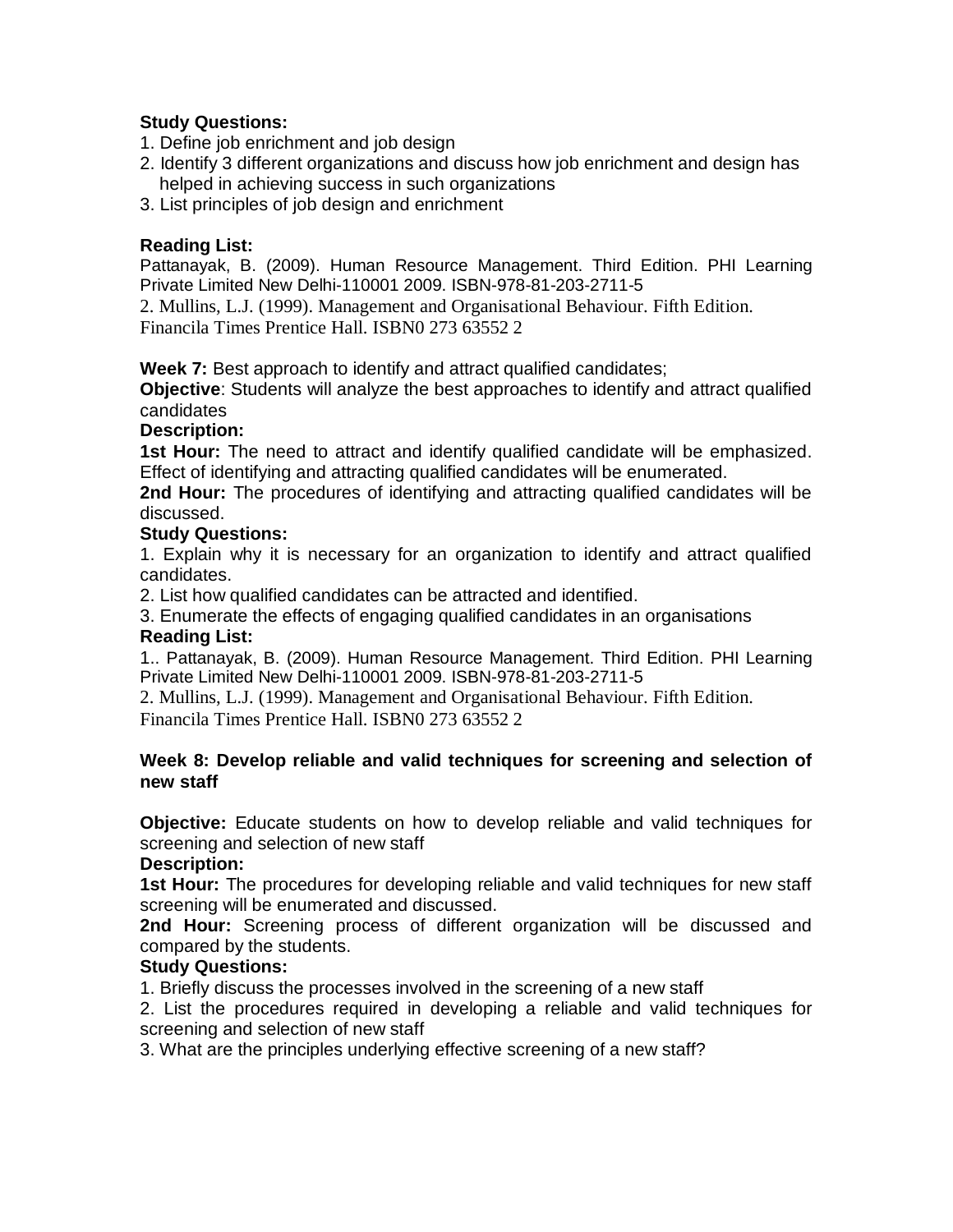**Study Questions:**

1. Define job enrichment and job design
2. Identify 3 different organizations and discuss how job enrichment and design has helped in achieving success in such organizations
3. List principles of job design and enrichment

**Reading List:**

Pattanayak, B. (2009). Human Resource Management. Third Edition. PHI Learning Private Limited New Delhi-110001 2009. ISBN-978-81-203-2711-5

2. Mullins, L.J. (1999). Management and Organisational Behaviour. Fifth Edition. Financila Times Prentice Hall. ISBN0 273 63552 2

**Week 7:** Best approach to identify and attract qualified candidates;

**Objective**: Students will analyze the best approaches to identify and attract qualified candidates

**Description:**

**1st Hour:** The need to attract and identify qualified candidate will be emphasized. Effect of identifying and attracting qualified candidates will be enumerated.

**2nd Hour:** The procedures of identifying and attracting qualified candidates will be discussed.

**Study Questions:**

1. Explain why it is necessary for an organization to identify and attract qualified candidates.
2. List how qualified candidates can be attracted and identified.
3. Enumerate the effects of engaging qualified candidates in an organisations

**Reading List:**

1.. Pattanayak, B. (2009). Human Resource Management. Third Edition. PHI Learning Private Limited New Delhi-110001 2009. ISBN-978-81-203-2711-5

2. Mullins, L.J. (1999). Management and Organisational Behaviour. Fifth Edition. Financila Times Prentice Hall. ISBN0 273 63552 2

**Week 8: Develop reliable and valid techniques for screening and selection of new staff**

**Objective:** Educate students on how to develop reliable and valid techniques for screening and selection of new staff

**Description:**

**1st Hour:** The procedures for developing reliable and valid techniques for new staff screening will be enumerated and discussed.

**2nd Hour:** Screening process of different organization will be discussed and compared by the students.

**Study Questions:**

1. Briefly discuss the processes involved in the screening of a new staff
2. List the procedures required in developing a reliable and valid techniques for screening and selection of new staff
3. What are the principles underlying effective screening of a new staff?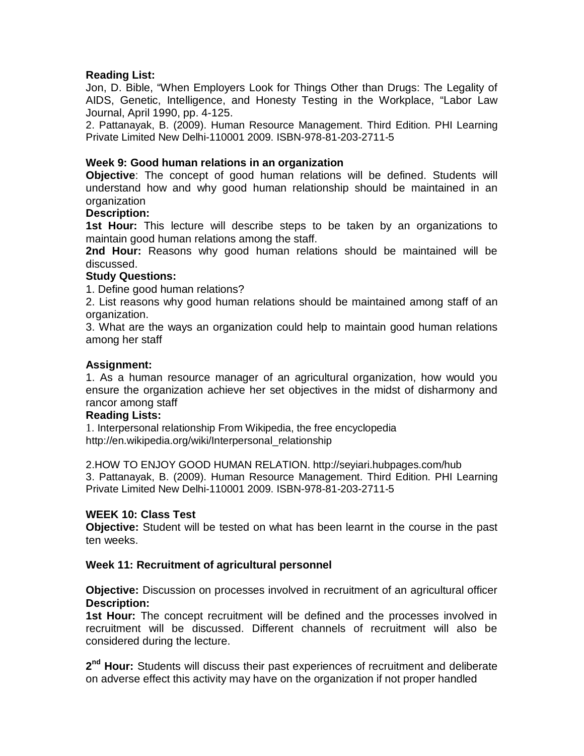**Reading List:**

Jon, D. Bible, "When Employers Look for Things Other than Drugs: The Legality of AIDS, Genetic, Intelligence, and Honesty Testing in the Workplace, "Labor Law Journal, April 1990, pp. 4-125.

2. Pattanayak, B. (2009). Human Resource Management. Third Edition. PHI Learning Private Limited New Delhi-110001 2009. ISBN-978-81-203-2711-5

**Week 9: Good human relations in an organization**

**Objective**: The concept of good human relations will be defined. Students will understand how and why good human relationship should be maintained in an organization

**Description:**

**1st Hour:** This lecture will describe steps to be taken by an organizations to maintain good human relations among the staff.

**2nd Hour:** Reasons why good human relations should be maintained will be discussed.

**Study Questions:**

1. Define good human relations?
2. List reasons why good human relations should be maintained among staff of an organization.
3. What are the ways an organization could help to maintain good human relations among her staff

**Assignment:**

1. As a human resource manager of an agricultural organization, how would you ensure the organization achieve her set objectives in the midst of disharmony and rancor among staff

**Reading Lists:**

1. Interpersonal relationship From Wikipedia, the free encyclopedia http://en.wikipedia.org/wiki/Interpersonal_relationship

2.HOW TO ENJOY GOOD HUMAN RELATION. http://seyiari.hubpages.com/hub

3. Pattanayak, B. (2009). Human Resource Management. Third Edition. PHI Learning Private Limited New Delhi-110001 2009. ISBN-978-81-203-2711-5

**WEEK 10: Class Test**

**Objective:** Student will be tested on what has been learnt in the course in the past ten weeks.

**Week 11: Recruitment of agricultural personnel**

**Objective:** Discussion on processes involved in recruitment of an agricultural officer

**Description:**

**1st Hour:** The concept recruitment will be defined and the processes involved in recruitment will be discussed. Different channels of recruitment will also be considered during the lecture.

**2nd Hour:** Students will discuss their past experiences of recruitment and deliberate on adverse effect this activity may have on the organization if not proper handled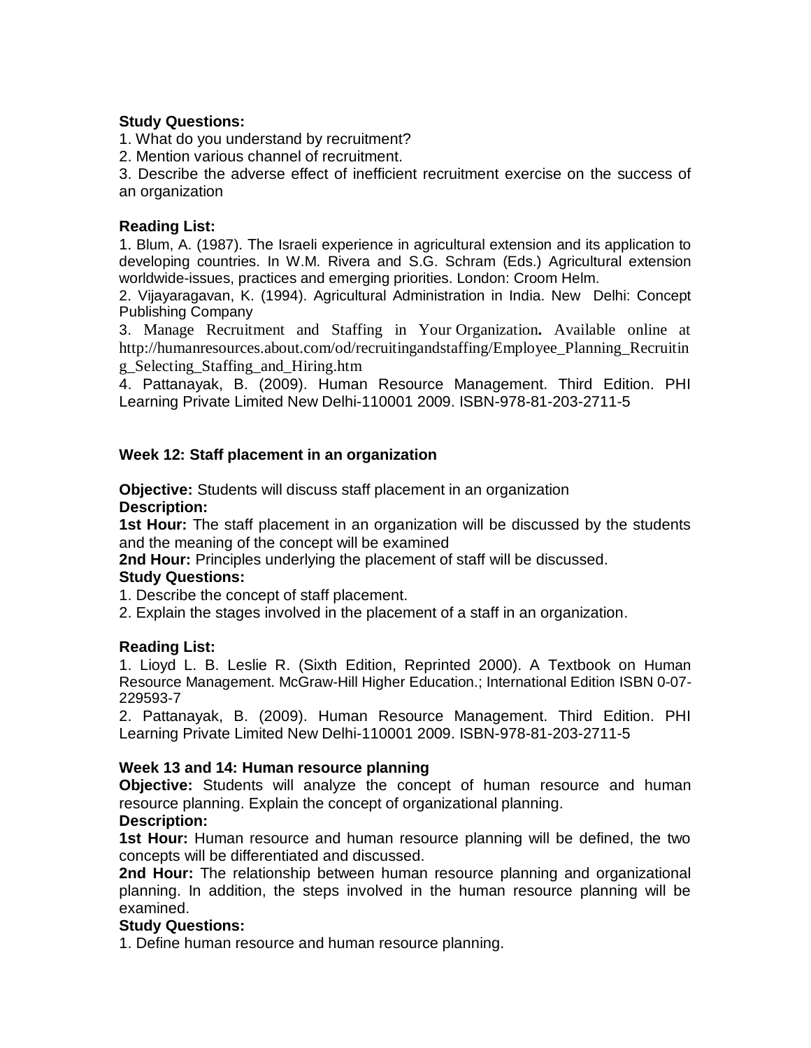**Study Questions:**

1. What do you understand by recruitment?
2. Mention various channel of recruitment.
3. Describe the adverse effect of inefficient recruitment exercise on the success of an organization

**Reading List:**

1. Blum, A. (1987). The Israeli experience in agricultural extension and its application to developing countries. In W.M. Rivera and S.G. Schram (Eds.) Agricultural extension worldwide-issues, practices and emerging priorities. London: Croom Helm.
2. Vijayaragavan, K. (1994). Agricultural Administration in India. New Delhi: Concept Publishing Company
3. Manage Recruitment and Staffing in Your Organization**.** Available online at http://humanresources.about.com/od/recruitingandstaffing/Employee_Planning_Recruiting_Selecting_Staffing_and_Hiring.htm
4. Pattanayak, B. (2009). Human Resource Management. Third Edition. PHI Learning Private Limited New Delhi-110001 2009. ISBN-978-81-203-2711-5

### Week 12: Staff placement in an organization

**Objective:** Students will discuss staff placement in an organization

**Description:**

**1st Hour:** The staff placement in an organization will be discussed by the students and the meaning of the concept will be examined

**2nd Hour:** Principles underlying the placement of staff will be discussed.

**Study Questions:**

1. Describe the concept of staff placement.
2. Explain the stages involved in the placement of a staff in an organization.

**Reading List:**

1. Lioyd L. B. Leslie R. (Sixth Edition, Reprinted 2000). A Textbook on Human Resource Management. McGraw-Hill Higher Education.; International Edition ISBN 0-07-229593-7
2. Pattanayak, B. (2009). Human Resource Management. Third Edition. PHI Learning Private Limited New Delhi-110001 2009. ISBN-978-81-203-2711-5

### Week 13 and 14: Human resource planning

**Objective:** Students will analyze the concept of human resource and human resource planning. Explain the concept of organizational planning.

**Description:**

**1st Hour:** Human resource and human resource planning will be defined, the two concepts will be differentiated and discussed.

**2nd Hour:** The relationship between human resource planning and organizational planning. In addition, the steps involved in the human resource planning will be examined.

**Study Questions:**

1. Define human resource and human resource planning.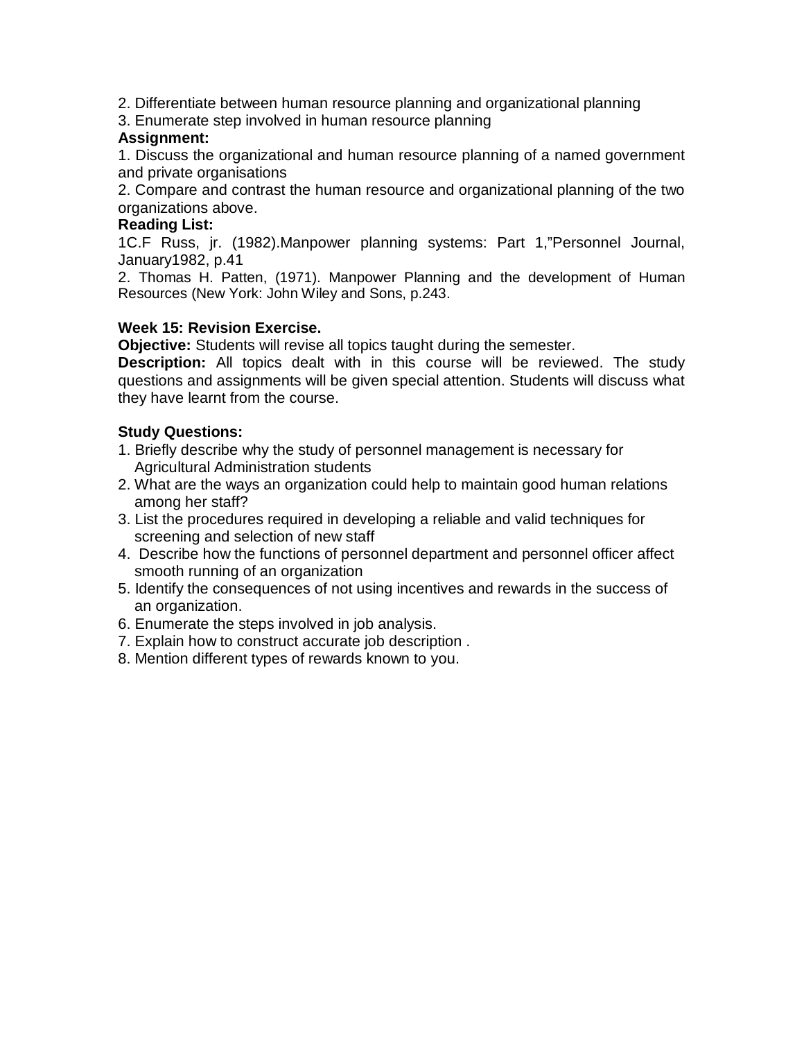2. Differentiate between human resource planning and organizational planning
3. Enumerate step involved in human resource planning

**Assignment:**

1. Discuss the organizational and human resource planning of a named government and private organisations
2. Compare and contrast the human resource and organizational planning of the two organizations above.

**Reading List:**

1C.F Russ, jr. (1982).Manpower planning systems: Part 1,"Personnel Journal, January1982, p.41

2. Thomas H. Patten, (1971). Manpower Planning and the development of Human Resources (New York: John Wiley and Sons, p.243.

**Week 15: Revision Exercise.**

**Objective:** Students will revise all topics taught during the semester.

**Description:** All topics dealt with in this course will be reviewed. The study questions and assignments will be given special attention. Students will discuss what they have learnt from the course.

**Study Questions:**

1. Briefly describe why the study of personnel management is necessary for Agricultural Administration students
2. What are the ways an organization could help to maintain good human relations among her staff?
3. List the procedures required in developing a reliable and valid techniques for screening and selection of new staff
4. Describe how the functions of personnel department and personnel officer affect smooth running of an organization
5. Identify the consequences of not using incentives and rewards in the success of an organization.
6. Enumerate the steps involved in job analysis.
7. Explain how to construct accurate job description .
8. Mention different types of rewards known to you.